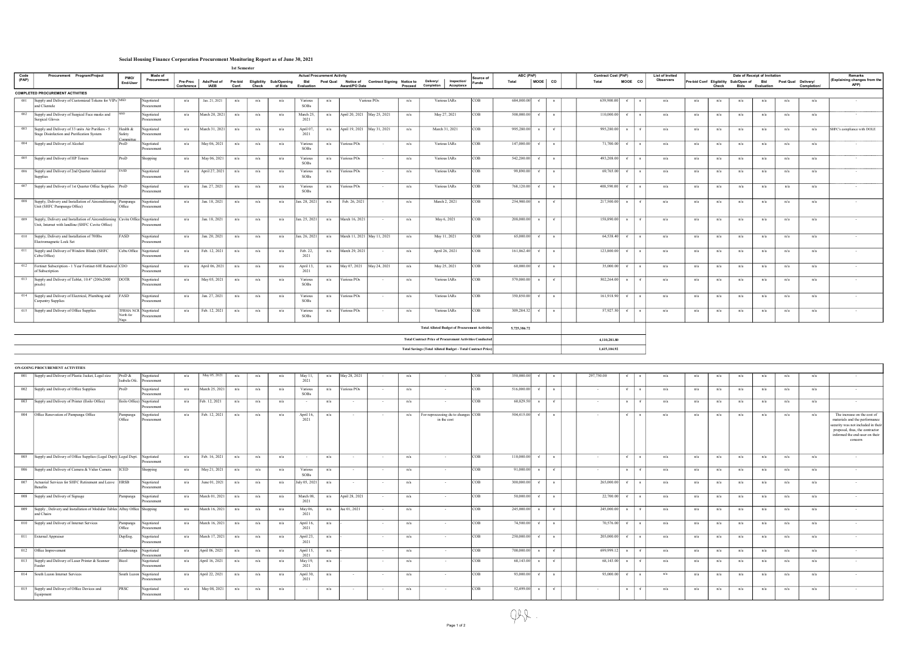# Social Housing Finance Corporation Procurement Monitoring Report as of June 30, 2021

**1st Semester**

| Code (PAP) | Procurement Program/Project | PMO/ End-User | Mode of Procurement | Actual Procurement Activity | | | | | | | | | | | | | Source of Funds | ABC (PhP) | | | Contract Cost (PhP) | | | List of Invited Observers | Date of Receipt of Invitation | | | | | | | Remarks (Explaining changes from the APP) |
|---|---|---|---|---|---|---|---|---|---|---|---|---|---|---|---|---|---|---|---|---|---|---|---|---|---|---|---|---|---|---|---|---|
| | | | | Pre-Proc Conference | Ads/Post of IAEB | Pre-bid Conf. | Eligibility Check | Sub/Opening of Bids | Bid Evaluation | Post Qual | Notice of Award/PO Date | Contract Signing | Notice to Proceed | Delivery/ Completion | Inspection/ Acceptance | | | Total | MOOE | CO | Total | MOOE | CO | | Pre-bid Conf | Eligibility Check | Sub/Open of Bids | Bid Evaluation | Post Qual | Delivery/ Completion/ | | |
| **COMPLETED PROCUREMENT ACTIVITIES** | | | | | | | | | | | | | | | | | | | | | | | | | | | | | | | | |
| 001 | Supply and Delivery of Customized Tokens for VIPs and Clientele | MSD | Negotiated Procurement | n/a | Jan. 21, 2021 | n/a | n/a | n/a | Various SOBs | n/a | Various POs | | n/a | Various IARs | | COB | 684,000.00 | √ | x | 639,900.00 | √ | x | n/a | n/a | n/a | n/a | n/a | n/a | n/a | | - |
| 002 | Supply and Delivery of Surgical Face masks and Surgical Gloves | MSD | Negotiated Procurement | n/a | March 20, 2021 | n/a | n/a | n/a | March 25, 2021 | n/a | April 20, 2021 | May 25, 2021 | n/a | May 27, 2021 | | COB | 500,000.00 | √ | x | 110,000.00 | √ | x | n/a | n/a | n/a | n/a | n/a | n/a | n/a | | - |
| 003 | Supply and Delivery of 33 units Air Purifiers - 5 Stage Disinfection and Purification System | Health & Safety Committee | Negotiated Procurement | n/a | March 31, 2021 | n/a | n/a | n/a | April 07, 2021 | n/a | April 19, 2021 | May 31, 2021 | n/a | March 31, 2021 | | COB | 995,280.00 | x | √ | 995,280.00 | x | √ | n/a | n/a | n/a | n/a | n/a | n/a | n/a | | SHFC's compliance with DOLE |
| 004 | Supply and Delivery of Alcohol | ProD | Negotiated Procurement | n/a | May 06, 2021 | n/a | n/a | n/a | Various SOBs | n/a | Various POs | - | n/a | Various IARs | | COB | 147,000.00 | √ | x | 71,700.00 | √ | x | n/a | n/a | n/a | n/a | n/a | n/a | n/a | | - |
| 005 | Supply and Delivery of HP Toners | ProD | Shopping | n/a | May 06, 2021 | n/a | n/a | n/a | Various SOBs | n/a | Various POs | - | n/a | Various IARs | | COB | 542,200.00 | √ | x | 493,208.00 | √ | x | n/a | n/a | n/a | n/a | n/a | n/a | n/a | | - |
| 006 | Supply and Delivery of 2nd Quarter Janitorial Supplies | FASD | Negotiated Procurement | n/a | April 27, 2021 | n/a | n/a | n/a | Various SOBs | n/a | Various POs | - | n/a | Various IARs | | COB | 99,890.00 | √ | x | 69,765.00 | √ | x | n/a | n/a | n/a | n/a | n/a | n/a | n/a | | - |
| 007 | Supply and Delivery of 1st Quarter Office Supplies | ProD | Negotiated Procurement | n/a | Jan. 27, 2021 | n/a | n/a | n/a | Various SOBs | n/a | Various POs | - | n/a | Various IARs | | COB | 768,120.00 | √ | x | 408,590.00 | √ | x | n/a | n/a | n/a | n/a | n/a | n/a | n/a | | - |
| 008 | Supply, Delivery and Installation of Airconditioning Unit (SHFC Pampanga Office) | Pampanga Office | Negotiated Procurement | n/a | Jan. 18, 2021 | n/a | n/a | n/a | Jan. 28, 2021 | n/a | Feb. 26, 2021 | - | n/a | March 2, 2021 | | COB | 254,900.00 | x | √ | 217,500.00 | x | √ | n/a | n/a | n/a | n/a | n/a | n/a | n/a | | - |
| 009 | Supply, Delivery and Installation of Airconditioning Unit, Internet with landline (SHFC Cavite Office) | Cavite Office | Negotiated Procurement | n/a | Jan. 18, 2021 | n/a | n/a | n/a | Jan. 25, 2021 | n/a | March 16, 2021 | - | n/a | May 6, 2021 | | COB | 208,000.00 | x | √ | 158,890.00 | x | √ | n/a | n/a | n/a | n/a | n/a | n/a | n/a | | - |
| 010 | Supply, Delivery and Installation of 700lbs Electromagnetic Lock Set | FASD | Negotiated Procurement | n/a | Jan. 20, 2021 | n/a | n/a | n/a | Jan. 26, 2021 | n/a | March 11, 2021 | May 11, 2021 | n/a | May 11, 2021 | | COB | 65,000.00 | √ | x | 64,538.40 | √ | x | n/a | n/a | n/a | n/a | n/a | n/a | n/a | | - |
| 011 | Supply and Delivery of Window Blinds (SHFC Cebu Office) | Cebu Office | Negotiated Procurement | n/a | Feb. 12, 2021 | n/a | n/a | n/a | Feb. 22, 2021 | n/a | March 29, 2021 | - | n/a | April 26, 2021 | | COB | 161,862.40 | √ | x | 123,800.00 | √ | x | n/a | n/a | n/a | n/a | n/a | n/a | n/a | | - |
| 012 | Fortinet Subscription - 1 Year Fortinet 60E Renewal of Subscription | CDO | Negotiated Procurement | n/a | April 06, 2021 | n/a | n/a | n/a | April 13, 2021 | n/a | May 07, 2021 | May 24, 2021 | n/a | May 25, 2021 | | COB | 60,000.00 | √ | x | 35,000.00 | √ | x | n/a | n/a | n/a | n/a | n/a | n/a | n/a | | - |
| 013 | Supply and Delivery of Tablet, 10.4" (200x2000 pixels) | DOTR | Negotiated Procurement | n/a | May 05, 2021 | n/a | n/a | n/a | Various SOBs | n/a | Various POs | - | n/a | Various IARs | | COB | 579,000.00 | x | √ | 502,264.00 | x | √ | n/a | n/a | n/a | n/a | n/a | n/a | n/a | | - |
| 014 | Supply and Delivery of Electrical, Plumbing and Carpentry Supplies | FASD | Negotiated Procurement | n/a | Jan. 27, 2021 | n/a | n/a | n/a | Various SOBs | n/a | Various POs | - | n/a | Various IARs | | COB | 350,850.00 | √ | x | 161,918.90 | √ | x | n/a | n/a | n/a | n/a | n/a | n/a | n/a | | - |
| 015 | Supply and Delivery of Office Supplies | TFRMA NCR North for Naga | Negotiated Procurement | n/a | Feb. 12, 2021 | n/a | n/a | n/a | Various SOBs | n/a | Various POs | - | n/a | Various IARs | | COB | 309,284.32 | √ | x | 57,927.50 | √ | x | n/a | n/a | n/a | n/a | n/a | n/a | n/a | | - |
| | **Total Alloted Budget of Procurement Activities** | | | | | | | | | | | | | | | | 5,725,386.72 | | | | | | | | | | | | | | |
| | **Total Contract Price of Procurement Activities Conducted** | | | | | | | | | | | | | | | | | | | 4,110,281.80 | | | | | | | | | | | |
| | **Total Savings (Total Alloted Budget - Total Contract Price)** | | | | | | | | | | | | | | | | | | | 1,615,104.92 | | | | | | | | | | | |
| **ON-GOING PROCUREMENT ACTIVITIES** | | | | | | | | | | | | | | | | | | | | | | | | | | | | | | | | |
| 001 | Supply and Delivery of Plastic Jacket, Legal size | ProD & Isabela Ofc. | Negotiated Procurement | n/a | May 05, 2021 | n/a | n/a | n/a | May 11, 2021 | n/a | May 28, 2021 | - | n/a | - | | COB | 350,000.00 | √ | x | 297,750.00 | √ | x | n/a | n/a | n/a | n/a | n/a | n/a | n/a | | - |
| 002 | Supply and Delivery of Office Supplies | ProD | Negotiated Procurement | n/a | March 25, 2021 | n/a | n/a | n/a | Various SOBs | n/a | Various POs | - | n/a | - | | COB | 516,000.00 | √ | x | - | √ | x | n/a | n/a | n/a | n/a | n/a | n/a | n/a | | - |
| 003 | Supply and Delivery of Printer (Iloilo Office) | Iloilo Office | Negotiated Procurement | n/a | Feb. 12, 2021 | n/a | n/a | n/a | - | n/a | - | - | n/a | - | | COB | 60,829.50 | x | √ | - | x | √ | n/a | n/a | n/a | n/a | n/a | n/a | n/a | | - |
| 004 | Office Renovation of Pampanga Office | Pampanga Office | Negotiated Procurement | n/a | Feb. 12, 2021 | n/a | n/a | n/a | April 16, 2021 | n/a | - | - | n/a | For-reprocessing du to changes in the cost | | COB | 504,415.00 | √ | x | - | √ | x | n/a | n/a | n/a | n/a | n/a | n/a | n/a | | The increase on the cost of materials and the performance security was not included in their proposal, thus, the contractor informed the end-user on their concern |
| 005 | Supply and Delivery of Office Supplies (Legal Dept) | Legal Dept. | Negotiated Procurement | n/a | Feb. 16, 2021 | n/a | n/a | n/a | - | n/a | - | - | n/a | - | | COB | 110,000.00 | √ | x | - | √ | x | n/a | n/a | n/a | n/a | n/a | n/a | n/a | | - |
| 006 | Supply and Delivery of Camera & Video Camera | ICED | Shopping | n/a | May 21, 2021 | n/a | n/a | n/a | Various SOBs | n/a | - | - | n/a | - | | COB | 91,000.00 | x | √ | - | x | √ | n/a | n/a | n/a | n/a | n/a | n/a | n/a | | - |
| 007 | Actuarial Services for SHFC Retirement and Leave Benefits | HRSB | Negotiated Procurement | n/a | June 01, 2021 | n/a | n/a | n/a | July 05, 2021 | n/a | - | - | n/a | - | | COB | 300,000.00 | √ | x | 265,000.00 | √ | x | n/a | n/a | n/a | n/a | n/a | n/a | n/a | | - |
| 008 | Supply and Delivery of Signage | Pampanga | Negotiated Procurement | n/a | March 01, 2021 | n/a | n/a | n/a | March 08, 2021 | n/a | April 28, 2021 | - | n/a | - | | COB | 50,000.00 | √ | x | 22,700.00 | √ | x | n/a | n/a | n/a | n/a | n/a | n/a | n/a | | - |
| 009 | Supply , Delivery and Installation of Modular Tables and Chairs | Albay Office | Shopping | n/a | March 16, 2021 | n/a | n/a | n/a | May 06, 2021 | n/a | Jue 01, 2021 | - | n/a | - | | COB | 245,000.00 | x | √ | 245,000.00 | x | √ | n/a | n/a | n/a | n/a | n/a | n/a | n/a | | - |
| 010 | Supply and Delivery of Internet Services | Pampanga Office | Negotiated Procurement | n/a | March 16, 2021 | n/a | n/a | n/a | April 16, 2021 | n/a | - | - | n/a | - | | COB | 74,500.00 | √ | x | 70,576.00 | √ | x | n/a | n/a | n/a | n/a | n/a | n/a | n/a | | - |
| 011 | External Appraiser | DepEng. | Negotiated Procurement | n/a | March 17, 2021 | n/a | n/a | n/a | April 23, 2021 | n/a | - | - | n/a | - | | COB | 250,000.00 | √ | x | 205,000.00 | √ | x | n/a | n/a | n/a | n/a | n/a | n/a | n/a | | - |
| 012 | Office Improvement | Zamboanga | Negotiated Procurement | n/a | April 06, 2021 | n/a | n/a | n/a | April 15, 2021 | n/a | - | - | n/a | - | | COB | 700,000.00 | x | √ | 699,999.12 | x | √ | n/a | n/a | n/a | n/a | n/a | n/a | n/a | | - |
| 013 | Supply and Delivery of Laser Printer & Scanner Feeder | Bicol | Negotiated Procurement | n/a | April 16, 2021 | n/a | n/a | n/a | May 19, 2021 | n/a | - | - | n/a | - | | COB | 68,143.00 | x | √ | 68,143.00 | x | √ | n/a | n/a | n/a | n/a | n/a | n/a | n/a | | - |
| 014 | South Luzon Internet Services | South Luzon | Negotiated Procurement | n/a | April 22, 2021 | n/a | n/a | n/a | April 30, 2021 | n/a | - | - | n/a | - | | COB | 93,000.00 | √ | x | 93,000.00 | √ | x | n/a | n/a | n/a | n/a | n/a | n/a | n/a | | - |
| 015 | Supply and Delivery of Office Devices and Equipment | PRSC | Negotiated Procurement | n/a | May 08, 2021 | n/a | n/a | n/a | - | n/a | - | - | n/a | - | | COB | 52,499.00 | x | √ | - | x | √ | n/a | n/a | n/a | n/a | n/a | n/a | n/a | | - |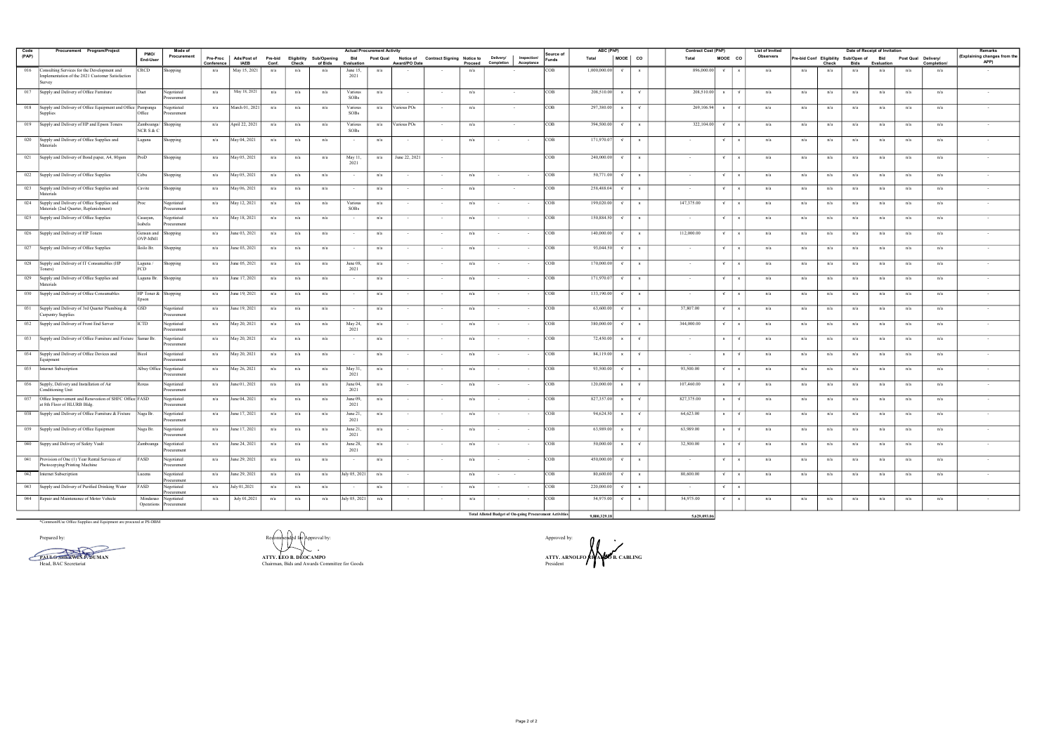| Code (PAP) | Procurement Program/Project | PMO/ End-User | Mode of Procurement | Actual Procurement Activity | | | | | | | | | | | | Source of Funds | ABC (PhP) | | | Contract Cost (PhP) | | | List of Invited Observers | Date of Receipt of Invitation | | | | | | Remarks (Explaining changes from the APP) |
|---|---|---|---|---|---|---|---|---|---|---|---|---|---|---|---|---|---|---|---|---|---|---|---|---|---|---|---|---|---|---|
| | | | | Pre-Proc Conference | Ads/Post of IAEB | Pre-bid Conf. | Eligibility Check | Sub/Opening of Bids | Bid Evaluation | Post Qual | Notice of Award/PO Date | Contract Signing | Notice to Proceed | Delivery/ Completion | Inspection/ Acceptance | | Total | MOOE | CO | Total | MOOE | CO | | Pre-bid Conf | Eligibility Check | Sub/Open of Bids | Bid Evaluation | Post Qual | Delivery/ Completion | |
| 016 | Consulting Services for the Development and Implementation of the 2021 Customer Satisfaction Survey | CRCD | Shopping | n/a | May 15, 2021 | n/a | n/a | n/a | June 15, 2021 | n/a | - | - | n/a | - | | COB | 1,000,000.00 | √ | x | 896,000.00 | √ | x | n/a | n/a | n/a | n/a | n/a | n/a | n/a | - |
| 017 | Supply and Delivery of Office Furniture | Dast | Negotiated Procurement | n/a | May 18, 2021 | n/a | n/a | n/a | Various SOBs | n/a | - | - | n/a | - | | COB | 208,510.00 | x | √ | 208,510.00 | x | √ | n/a | n/a | n/a | n/a | n/a | n/a | n/a | - |
| 018 | Supply and Delivery of Office Equipment and Office Supplies | Pampanga Office | Negotiated Procurement | n/a | March 01, 2021 | n/a | n/a | n/a | Various SOBs | n/a | Various POs | - | n/a | - | | COB | 297,380.00 | x | √ | 269,106.94 | x | √ | n/a | n/a | n/a | n/a | n/a | n/a | n/a | - |
| 019 | Supply and Delivery of HP and Epson Toners | Zamboanga/ NCR S & C | Shopping | n/a | April 22, 2021 | n/a | n/a | n/a | Various SOBs | n/a | Various POs | - | n/a | - | | COB | 394,500.00 | √ | x | 322,104.00 | √ | x | n/a | n/a | n/a | n/a | n/a | n/a | n/a | - |
| 020 | Supply and Delivery of Office Supplies and Materials | Laguna | Shopping | n/a | May 04, 2021 | n/a | n/a | n/a | - | n/a | - | - | n/a | - | - | COB | 171,970.07 | √ | x | - | √ | x | n/a | n/a | n/a | n/a | n/a | n/a | n/a | - |
| 021 | Supply and Delivery of Bond paper, A4, 80gsm | ProD | Shopping | n/a | May 05, 2021 | n/a | n/a | n/a | May 11, 2021 | n/a | June 22, 2021 | - | | | | COB | 240,000.00 | √ | x | - | √ | x | n/a | n/a | n/a | n/a | n/a | n/a | n/a | - |
| 022 | Supply and Delivery of Office Supplies | Cebu | Shopping | n/a | May 05, 2021 | n/a | n/a | n/a | - | n/a | - | - | n/a | - | - | COB | 50,771.00 | √ | x | - | √ | x | n/a | n/a | n/a | n/a | n/a | n/a | n/a | - |
| 023 | Supply and Delivery of Office Supplies and Materials | Cavite | Shopping | n/a | May 06, 2021 | n/a | n/a | n/a | - | n/a | - | - | n/a | - | | COB | 258,488.04 | √ | x | - | √ | x | n/a | n/a | n/a | n/a | n/a | n/a | n/a | - |
| 024 | Supply and Delivery of Office Supplies and Materials (2nd Quarter, Replenishment) | Proc | Negotiated Procurement | n/a | May 12, 2021 | n/a | n/a | n/a | Various SOBs | n/a | - | - | n/a | - | - | COB | 199,020.00 | √ | x | 147,375.00 | √ | x | n/a | n/a | n/a | n/a | n/a | n/a | n/a | - |
| 025 | Supply and Delivery of Office Supplies | Cauayan, Isabela | Negotiated Procurement | n/a | May 18, 2021 | n/a | n/a | n/a | - | n/a | - | - | n/a | - | - | COB | 150,884.50 | √ | x | - | √ | x | n/a | n/a | n/a | n/a | n/a | n/a | n/a | - |
| 026 | Supply and Delivery of HP Toners | Gensan and OVP-MMI | Shopping | n/a | June 03, 2021 | n/a | n/a | n/a | - | n/a | - | - | n/a | - | - | COB | 140,000.00 | √ | x | 112,000.00 | √ | x | n/a | n/a | n/a | n/a | n/a | n/a | n/a | - |
| 027 | Supply and Delivery of Office Supplies | Iloilo Br. | Shopping | n/a | June 03, 2021 | n/a | n/a | n/a | - | n/a | - | - | n/a | - | - | COB | 95,044.50 | √ | x | - | √ | x | n/a | n/a | n/a | n/a | n/a | n/a | n/a | - |
| 028 | Supply and Delivery of IT Consumables (HP Toners) | Laguna / FCD | Shopping | n/a | June 05, 2021 | n/a | n/a | n/a | June 08, 2021 | n/a | - | - | n/a | - | - | COB | 170,000.00 | √ | x | - | √ | x | n/a | n/a | n/a | n/a | n/a | n/a | n/a | - |
| 029 | Supply and Delivery of Office Supplies and Materials | Laguna Br. | Shopping | n/a | June 17, 2021 | n/a | n/a | n/a | - | n/a | - | - | n/a | - | - | COB | 171,970.07 | √ | x | - | √ | x | n/a | n/a | n/a | n/a | n/a | n/a | n/a | - |
| 030 | Supply and Delivery of Office Consumables | HP Toner & Epson | Shopping | n/a | June 19, 2021 | n/a | n/a | n/a | - | n/a | - | - | n/a | - | - | COB | 133,190.00 | √ | x | - | √ | x | n/a | n/a | n/a | n/a | n/a | n/a | n/a | - |
| 031 | Supply and Delivery of 3rd Quarter Plumbing & Carpentry Supplies | GSD | Negotiated Procurement | n/a | June 19, 2021 | n/a | n/a | n/a | - | n/a | - | - | n/a | - | - | COB | 63,600.00 | √ | x | 37,807.00 | √ | x | n/a | n/a | n/a | n/a | n/a | n/a | n/a | - |
| 032 | Supply and Delivery of Front End Server | ICTD | Negotiated Procurement | n/a | May 20, 2021 | n/a | n/a | n/a | May 24, 2021 | n/a | - | - | n/a | - | - | COB | 380,000.00 | √ | x | 344,000.00 | √ | x | n/a | n/a | n/a | n/a | n/a | n/a | n/a | - |
| 033 | Supply and Delivery of Office Furniture and Fixture | Samar Br. | Negotiated Procurement | n/a | May 20, 2021 | n/a | n/a | n/a | - | n/a | - | - | n/a | - | - | COB | 72,450.00 | x | √ | - | x | √ | n/a | n/a | n/a | n/a | n/a | n/a | n/a | - |
| 034 | Supply and Delivery of Office Devices and Equipment | Bicol | Negotiated Procurement | n/a | May 20, 2021 | n/a | n/a | n/a | - | n/a | - | - | n/a | - | - | COB | 84,119.00 | x | √ | - | x | √ | n/a | n/a | n/a | n/a | n/a | n/a | n/a | - |
| 035 | Internet Subscription | Albay Office | Negotiated Procurement | n/a | May 26, 2021 | n/a | n/a | n/a | May 31, 2021 | n/a | - | - | n/a | - | - | COB | 93,500.00 | √ | x | 93,500.00 | √ | x | n/a | n/a | n/a | n/a | n/a | n/a | n/a | - |
| 036 | Supply, Delivery and Installation of Air Conditioning Unit | Roxas | Negotiated Procurement | n/a | June 01, 2021 | n/a | n/a | n/a | June 04, 2021 | n/a | - | - | n/a | - | - | COB | 120,000.00 | x | √ | 107,460.00 | x | √ | n/a | n/a | n/a | n/a | n/a | n/a | n/a | - |
| 037 | Office Improvement and Renovation of SHFC Office at 8th Floor of HLURB Bldg. | FASD | Negotiated Procurement | n/a | June 04, 2021 | n/a | n/a | n/a | June 09, 2021 | n/a | - | - | n/a | - | - | COB | 827,357.00 | x | √ | 827,375.00 | x | √ | n/a | n/a | n/a | n/a | n/a | n/a | n/a | - |
| 038 | Supply and Delivery of Office Furniture & Fixture | Naga Br. | Negotiated Procurement | n/a | June 17, 2021 | n/a | n/a | n/a | June 21, 2021 | n/a | - | - | n/a | - | - | COB | 94,624.50 | x | √ | 64,623.00 | x | √ | n/a | n/a | n/a | n/a | n/a | n/a | n/a | - |
| 039 | Supply and Delivery of Office Equipment | Naga Br. | Negotiated Procurement | n/a | June 17, 2021 | n/a | n/a | n/a | June 21, 2021 | n/a | - | - | n/a | - | - | COB | 63,989.00 | x | √ | 63,989.00 | x | √ | n/a | n/a | n/a | n/a | n/a | n/a | n/a | - |
| 040 | Suppy and Delivery of Safety Vault | Zamboanga | Negotiated Procurement | n/a | June 24, 2021 | n/a | n/a | n/a | June 28, 2021 | n/a | - | - | n/a | - | - | COB | 50,000.00 | x | √ | 32,500.00 | x | √ | n/a | n/a | n/a | n/a | n/a | n/a | n/a | - |
| 041 | Provision of One (1) Year Rental Services of Photocopying/Printing Machine | FASD | Negotiated Procurement | n/a | June 29, 2021 | n/a | n/a | n/a | - | n/a | - | - | n/a | - | - | COB | 450,000.00 | √ | x | - | √ | x | n/a | n/a | n/a | n/a | n/a | n/a | n/a | - |
| 042 | Internet Subscription | Lucena | Negotiated Procurement | n/a | June 29, 2021 | n/a | n/a | n/a | July 05, 2021 | n/a | - | | n/a | - | - | COB | 80,600.00 | √ | x | 80,600.00 | √ | x | n/a | n/a | n/a | n/a | n/a | n/a | n/a | - |
| 043 | Supply and Delivery of Purified Drinking Water | FASD | Negotiated Procurement | n/a | July 01, 2021 | n/a | n/a | n/a | - | n/a | - | - | n/a | - | - | COB | 220,000.00 | √ | x | - | √ | x | | | | | | | | |
| 044 | Repair and Maintenance of Motor Vehicle | Mindanao Operations | Negotiated Procurement | n/a | July 01,2021 | n/a | n/a | n/a | July 05, 2021 | n/a | - | - | n/a | - | | COB | 54,975.00 | √ | x | 54,975.00 | √ | x | n/a | n/a | n/a | n/a | n/a | n/a | n/a | - |
| | | | | | | | | | | | | | | **Total Alloted Budget of On-going Procurement Activities** | | | **9,800,329.18** | | | **5,629,093.06** | | | | | | | | | | |

*Common-Use Office Supplies and Equipment are procured at PS-DBM

Prepared by:

**PAULO SHERWIN P. DUMAN**
Head, BAC Secretariat

Recommended for Approval by:

**ATTY. LEO B. DEOCAMPO**
Chairman, Bids and Awards Committee for Goods

Approved by:

**ATTY. ARNOLFO RICARDO B. CABLING**
President